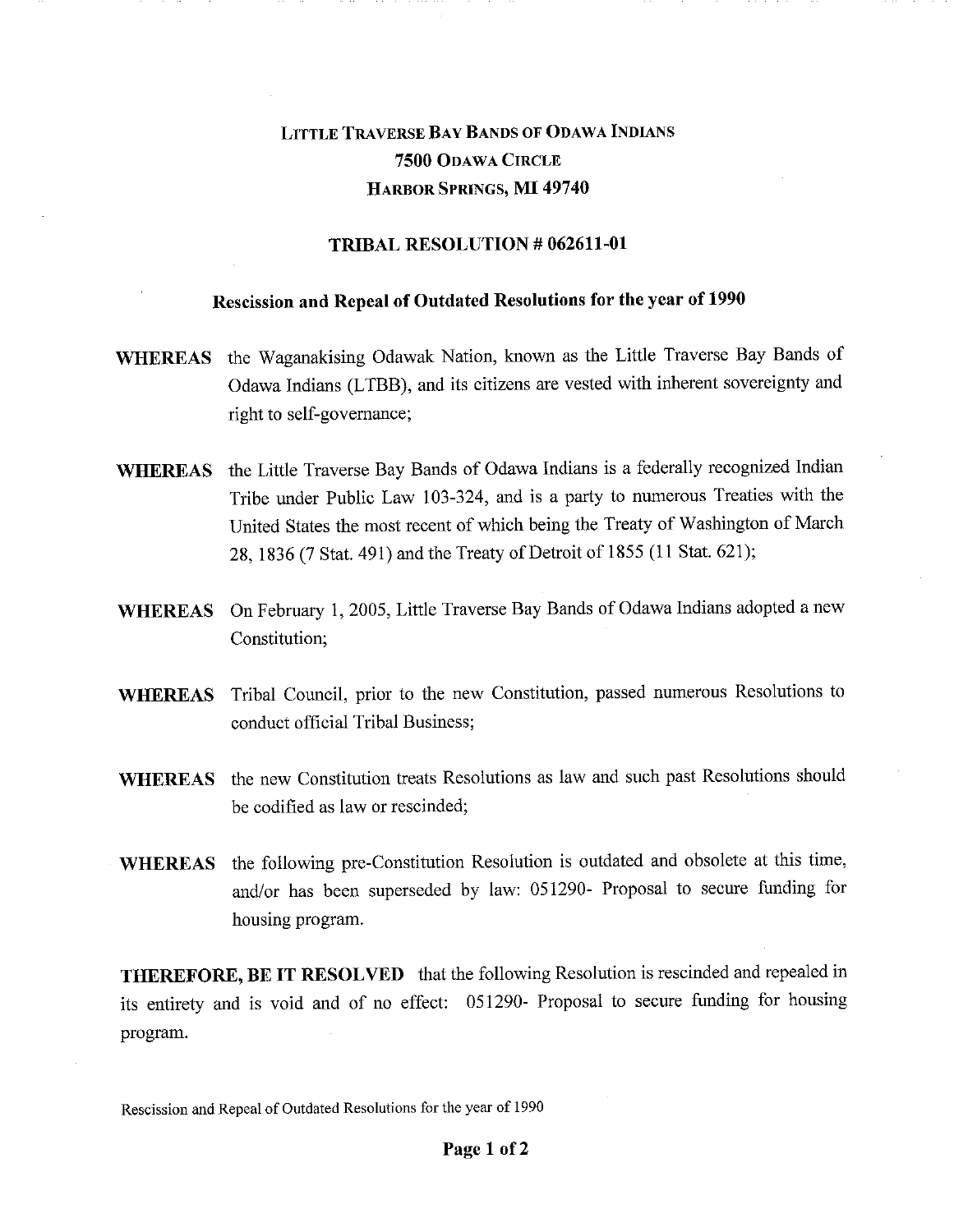# LITTLE TRAVERSE BAY BANDS OF ODAWA INDIANS
## 7500 ODAWA CIRCLE
## HARBOR SPRINGS, MI 49740

### TRIBAL RESOLUTION # 062611-01

### Rescission and Repeal of Outdated Resolutions for the year of 1990

**WHEREAS** the Waganakising Odawak Nation, known as the Little Traverse Bay Bands of Odawa Indians (LTBB), and its citizens are vested with inherent sovereignty and right to self-governance;

**WHEREAS** the Little Traverse Bay Bands of Odawa Indians is a federally recognized Indian Tribe under Public Law 103-324, and is a party to numerous Treaties with the United States the most recent of which being the Treaty of Washington of March 28, 1836 (7 Stat. 491) and the Treaty of Detroit of 1855 (11 Stat. 621);

**WHEREAS** On February 1, 2005, Little Traverse Bay Bands of Odawa Indians adopted a new Constitution;

**WHEREAS** Tribal Council, prior to the new Constitution, passed numerous Resolutions to conduct official Tribal Business;

**WHEREAS** the new Constitution treats Resolutions as law and such past Resolutions should be codified as law or rescinded;

**WHEREAS** the following pre-Constitution Resolution is outdated and obsolete at this time, and/or has been superseded by law: 051290- Proposal to secure funding for housing program.

**THEREFORE, BE IT RESOLVED** that the following Resolution is rescinded and repealed in its entirety and is void and of no effect: 051290- Proposal to secure funding for housing program.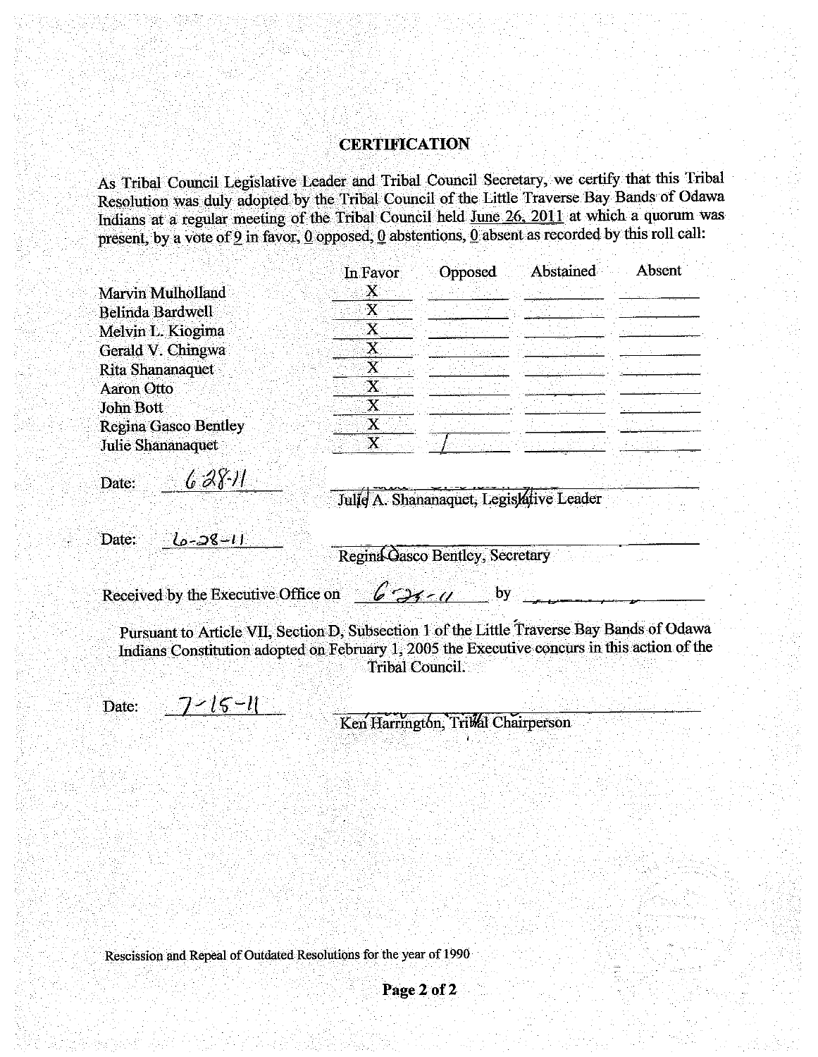## CERTIFICATION

As Tribal Council Legislative Leader and Tribal Council Secretary, we certify that this Tribal Resolution was duly adopted by the Tribal Council of the Little Traverse Bay Bands of Odawa Indians at a regular meeting of the Tribal Council held June 26, 2011 at which a quorum was present, by a vote of 9 in favor, 0 opposed, 0 abstentions, 0 absent as recorded by this roll call:

| | In Favor | Opposed | Abstained | Absent |
|---|---|---|---|---|
| Marvin Mulholland | X | | | |
| Belinda Bardwell | X | | | |
| Melvin L. Kiogima | X | | | |
| Gerald V. Chingwa | X | | | |
| Rita Shananaquet | X | | | |
| Aaron Otto | X | | | |
| John Bott | X | | | |
| Regina Gasco Bentley | X | | | |
| Julie Shananaquet | X | / | | |

Date: 6-28-11

Julie A. Shananaquet, Legislative Leader

Date: 6-28-11

Regina Gasco Bentley, Secretary

Received by the Executive Office on 6-28-11 by

Pursuant to Article VII, Section D, Subsection 1 of the Little Traverse Bay Bands of Odawa Indians Constitution adopted on February 1, 2005 the Executive concurs in this action of the Tribal Council.

Date: 7-15-11

Ken Harrington, Tribal Chairperson

Rescission and Repeal of Outdated Resolutions for the year of 1990